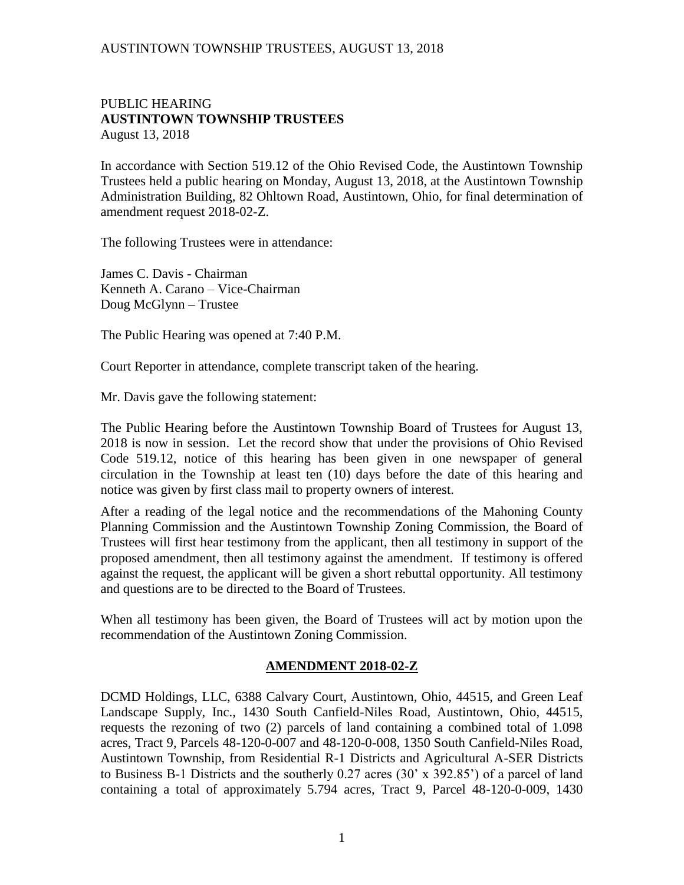PUBLIC HEARING
**AUSTINTOWN TOWNSHIP TRUSTEES**
August 13, 2018

In accordance with Section 519.12 of the Ohio Revised Code, the Austintown Township Trustees held a public hearing on Monday, August 13, 2018, at the Austintown Township Administration Building, 82 Ohltown Road, Austintown, Ohio, for final determination of amendment request 2018-02-Z.

The following Trustees were in attendance:

James C. Davis - Chairman
Kenneth A. Carano – Vice-Chairman
Doug McGlynn – Trustee

The Public Hearing was opened at 7:40 P.M.

Court Reporter in attendance, complete transcript taken of the hearing.

Mr. Davis gave the following statement:

The Public Hearing before the Austintown Township Board of Trustees for August 13, 2018 is now in session. Let the record show that under the provisions of Ohio Revised Code 519.12, notice of this hearing has been given in one newspaper of general circulation in the Township at least ten (10) days before the date of this hearing and notice was given by first class mail to property owners of interest.

After a reading of the legal notice and the recommendations of the Mahoning County Planning Commission and the Austintown Township Zoning Commission, the Board of Trustees will first hear testimony from the applicant, then all testimony in support of the proposed amendment, then all testimony against the amendment. If testimony is offered against the request, the applicant will be given a short rebuttal opportunity. All testimony and questions are to be directed to the Board of Trustees.

When all testimony has been given, the Board of Trustees will act by motion upon the recommendation of the Austintown Zoning Commission.

## AMENDMENT 2018-02-Z

DCMD Holdings, LLC, 6388 Calvary Court, Austintown, Ohio, 44515, and Green Leaf Landscape Supply, Inc., 1430 South Canfield-Niles Road, Austintown, Ohio, 44515, requests the rezoning of two (2) parcels of land containing a combined total of 1.098 acres, Tract 9, Parcels 48-120-0-007 and 48-120-0-008, 1350 South Canfield-Niles Road, Austintown Township, from Residential R-1 Districts and Agricultural A-SER Districts to Business B-1 Districts and the southerly 0.27 acres (30' x 392.85') of a parcel of land containing a total of approximately 5.794 acres, Tract 9, Parcel 48-120-0-009, 1430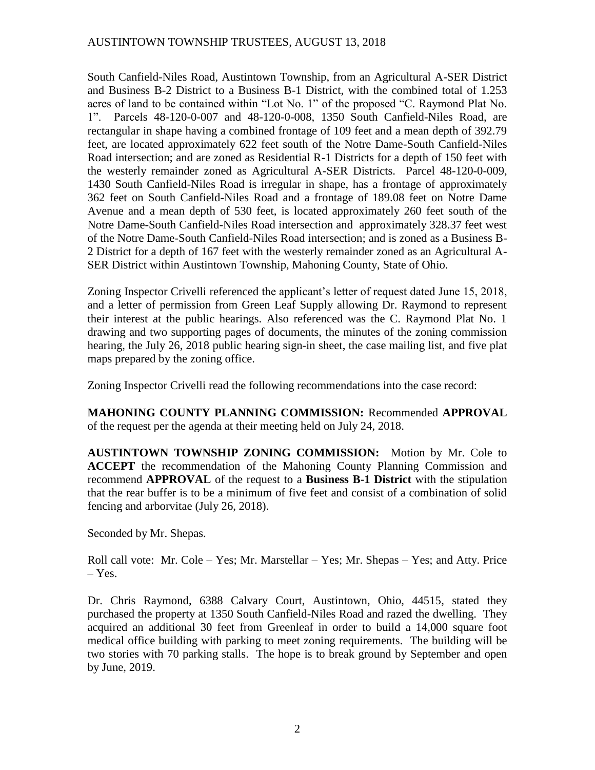South Canfield-Niles Road, Austintown Township, from an Agricultural A-SER District and Business B-2 District to a Business B-1 District, with the combined total of 1.253 acres of land to be contained within "Lot No. 1" of the proposed "C. Raymond Plat No. 1". Parcels 48-120-0-007 and 48-120-0-008, 1350 South Canfield-Niles Road, are rectangular in shape having a combined frontage of 109 feet and a mean depth of 392.79 feet, are located approximately 622 feet south of the Notre Dame-South Canfield-Niles Road intersection; and are zoned as Residential R-1 Districts for a depth of 150 feet with the westerly remainder zoned as Agricultural A-SER Districts. Parcel 48-120-0-009, 1430 South Canfield-Niles Road is irregular in shape, has a frontage of approximately 362 feet on South Canfield-Niles Road and a frontage of 189.08 feet on Notre Dame Avenue and a mean depth of 530 feet, is located approximately 260 feet south of the Notre Dame-South Canfield-Niles Road intersection and approximately 328.37 feet west of the Notre Dame-South Canfield-Niles Road intersection; and is zoned as a Business B-2 District for a depth of 167 feet with the westerly remainder zoned as an Agricultural A-SER District within Austintown Township, Mahoning County, State of Ohio.

Zoning Inspector Crivelli referenced the applicant's letter of request dated June 15, 2018, and a letter of permission from Green Leaf Supply allowing Dr. Raymond to represent their interest at the public hearings. Also referenced was the C. Raymond Plat No. 1 drawing and two supporting pages of documents, the minutes of the zoning commission hearing, the July 26, 2018 public hearing sign-in sheet, the case mailing list, and five plat maps prepared by the zoning office.

Zoning Inspector Crivelli read the following recommendations into the case record:

**MAHONING COUNTY PLANNING COMMISSION:** Recommended **APPROVAL** of the request per the agenda at their meeting held on July 24, 2018.

**AUSTINTOWN TOWNSHIP ZONING COMMISSION:** Motion by Mr. Cole to **ACCEPT** the recommendation of the Mahoning County Planning Commission and recommend **APPROVAL** of the request to a **Business B-1 District** with the stipulation that the rear buffer is to be a minimum of five feet and consist of a combination of solid fencing and arborvitae (July 26, 2018).

Seconded by Mr. Shepas.

Roll call vote: Mr. Cole – Yes; Mr. Marstellar – Yes; Mr. Shepas – Yes; and Atty. Price – Yes.

Dr. Chris Raymond, 6388 Calvary Court, Austintown, Ohio, 44515, stated they purchased the property at 1350 South Canfield-Niles Road and razed the dwelling. They acquired an additional 30 feet from Greenleaf in order to build a 14,000 square foot medical office building with parking to meet zoning requirements. The building will be two stories with 70 parking stalls. The hope is to break ground by September and open by June, 2019.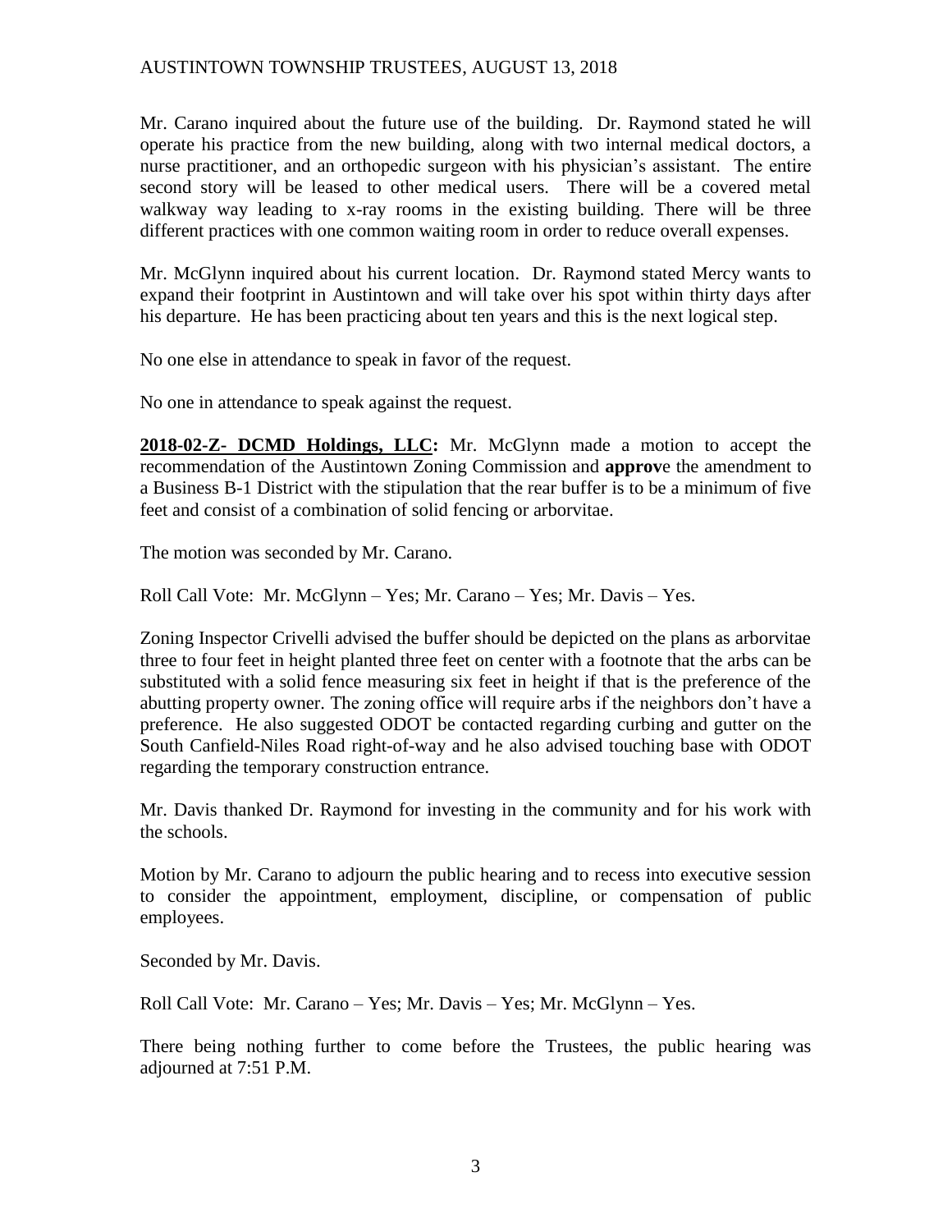Mr. Carano inquired about the future use of the building. Dr. Raymond stated he will operate his practice from the new building, along with two internal medical doctors, a nurse practitioner, and an orthopedic surgeon with his physician's assistant. The entire second story will be leased to other medical users. There will be a covered metal walkway way leading to x-ray rooms in the existing building. There will be three different practices with one common waiting room in order to reduce overall expenses.

Mr. McGlynn inquired about his current location. Dr. Raymond stated Mercy wants to expand their footprint in Austintown and will take over his spot within thirty days after his departure. He has been practicing about ten years and this is the next logical step.

No one else in attendance to speak in favor of the request.

No one in attendance to speak against the request.

**2018-02-Z- DCMD Holdings, LLC:** Mr. McGlynn made a motion to accept the recommendation of the Austintown Zoning Commission and **approv**e the amendment to a Business B-1 District with the stipulation that the rear buffer is to be a minimum of five feet and consist of a combination of solid fencing or arborvitae.

The motion was seconded by Mr. Carano.

Roll Call Vote: Mr. McGlynn – Yes; Mr. Carano – Yes; Mr. Davis – Yes.

Zoning Inspector Crivelli advised the buffer should be depicted on the plans as arborvitae three to four feet in height planted three feet on center with a footnote that the arbs can be substituted with a solid fence measuring six feet in height if that is the preference of the abutting property owner. The zoning office will require arbs if the neighbors don't have a preference. He also suggested ODOT be contacted regarding curbing and gutter on the South Canfield-Niles Road right-of-way and he also advised touching base with ODOT regarding the temporary construction entrance.

Mr. Davis thanked Dr. Raymond for investing in the community and for his work with the schools.

Motion by Mr. Carano to adjourn the public hearing and to recess into executive session to consider the appointment, employment, discipline, or compensation of public employees.

Seconded by Mr. Davis.

Roll Call Vote: Mr. Carano – Yes; Mr. Davis – Yes; Mr. McGlynn – Yes.

There being nothing further to come before the Trustees, the public hearing was adjourned at 7:51 P.M.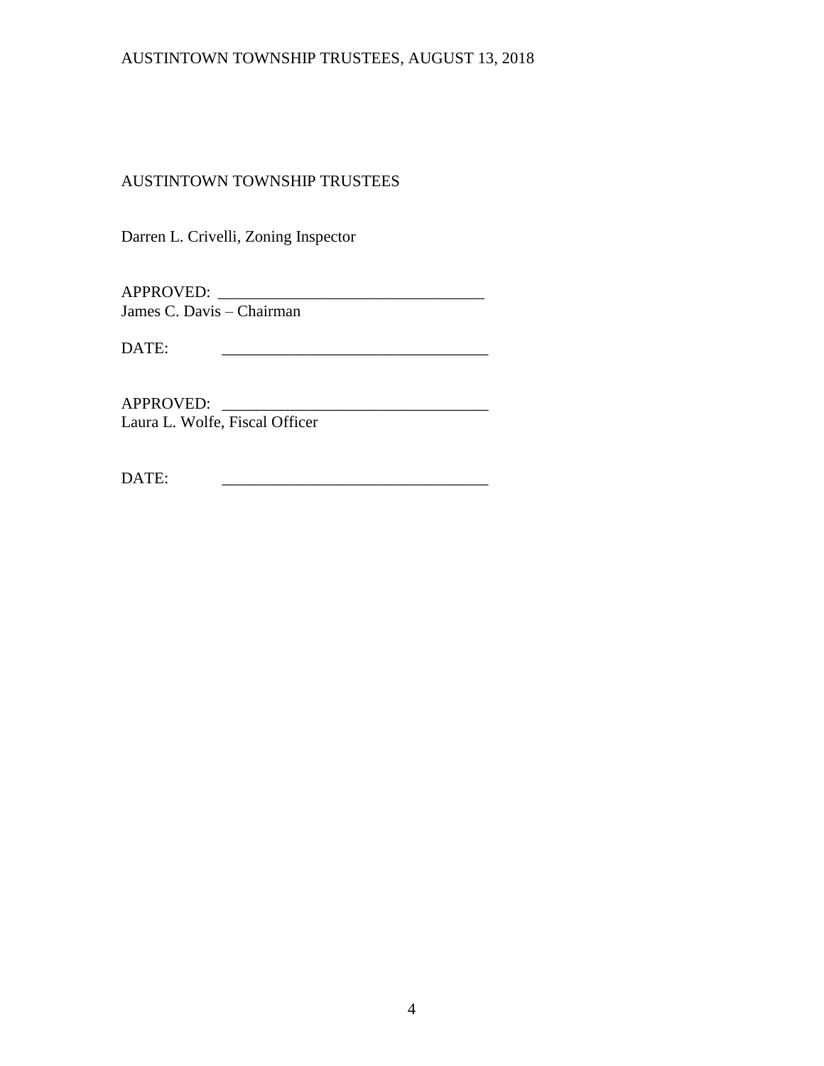AUSTINTOWN TOWNSHIP TRUSTEES

Darren L. Crivelli, Zoning Inspector

APPROVED: _________________________________
James C. Davis – Chairman

DATE: _________________________________

APPROVED: _________________________________
Laura L. Wolfe, Fiscal Officer

DATE: _________________________________